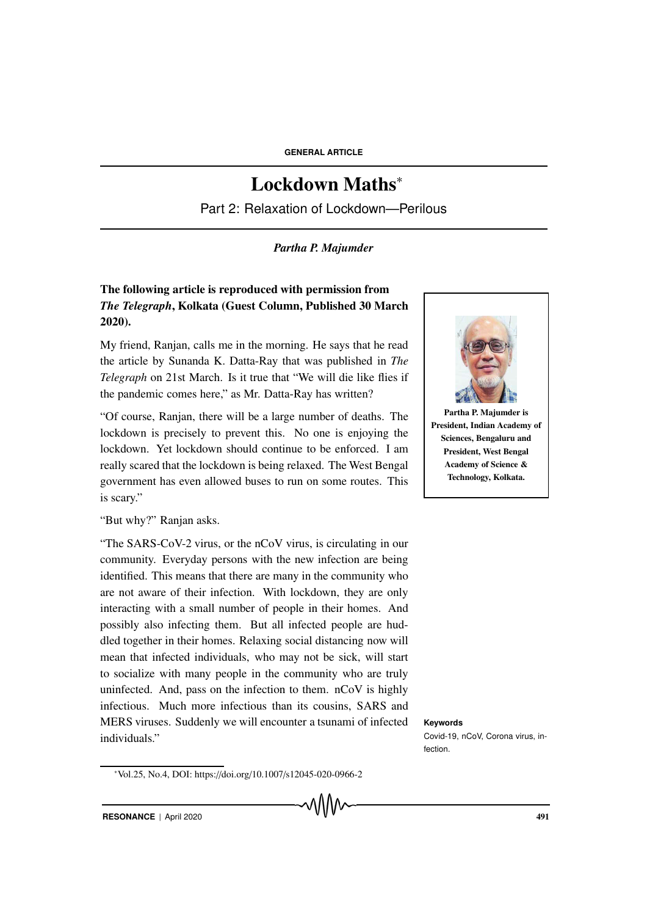GENERAL ARTICLE

# Lockdown Maths*

## Part 2: Relaxation of Lockdown—Perilous

***Partha P. Majumder***

**The following article is reproduced with permission from *The Telegraph*, Kolkata (Guest Column, Published 30 March 2020).**

My friend, Ranjan, calls me in the morning. He says that he read the article by Sunanda K. Datta-Ray that was published in *The Telegraph* on 21st March. Is it true that "We will die like flies if the pandemic comes here," as Mr. Datta-Ray has written?

"Of course, Ranjan, there will be a large number of deaths. The lockdown is precisely to prevent this. No one is enjoying the lockdown. Yet lockdown should continue to be enforced. I am really scared that the lockdown is being relaxed. The West Bengal government has even allowed buses to run on some routes. This is scary."

"But why?" Ranjan asks.

"The SARS-CoV-2 virus, or the nCoV virus, is circulating in our community. Everyday persons with the new infection are being identified. This means that there are many in the community who are not aware of their infection. With lockdown, they are only interacting with a small number of people in their homes. And possibly also infecting them. But all infected people are huddled together in their homes. Relaxing social distancing now will mean that infected individuals, who may not be sick, will start to socialize with many people in the community who are truly uninfected. And, pass on the infection to them. nCoV is highly infectious. Much more infectious than its cousins, SARS and MERS viruses. Suddenly we will encounter a tsunami of infected individuals."

**Partha P. Majumder is President, Indian Academy of Sciences, Bengaluru and President, West Bengal Academy of Science & Technology, Kolkata.**

**Keywords**

Covid-19, nCoV, Corona virus, infection.

*Vol.25, No.4, DOI: https://doi.org/10.1007/s12045-020-0966-2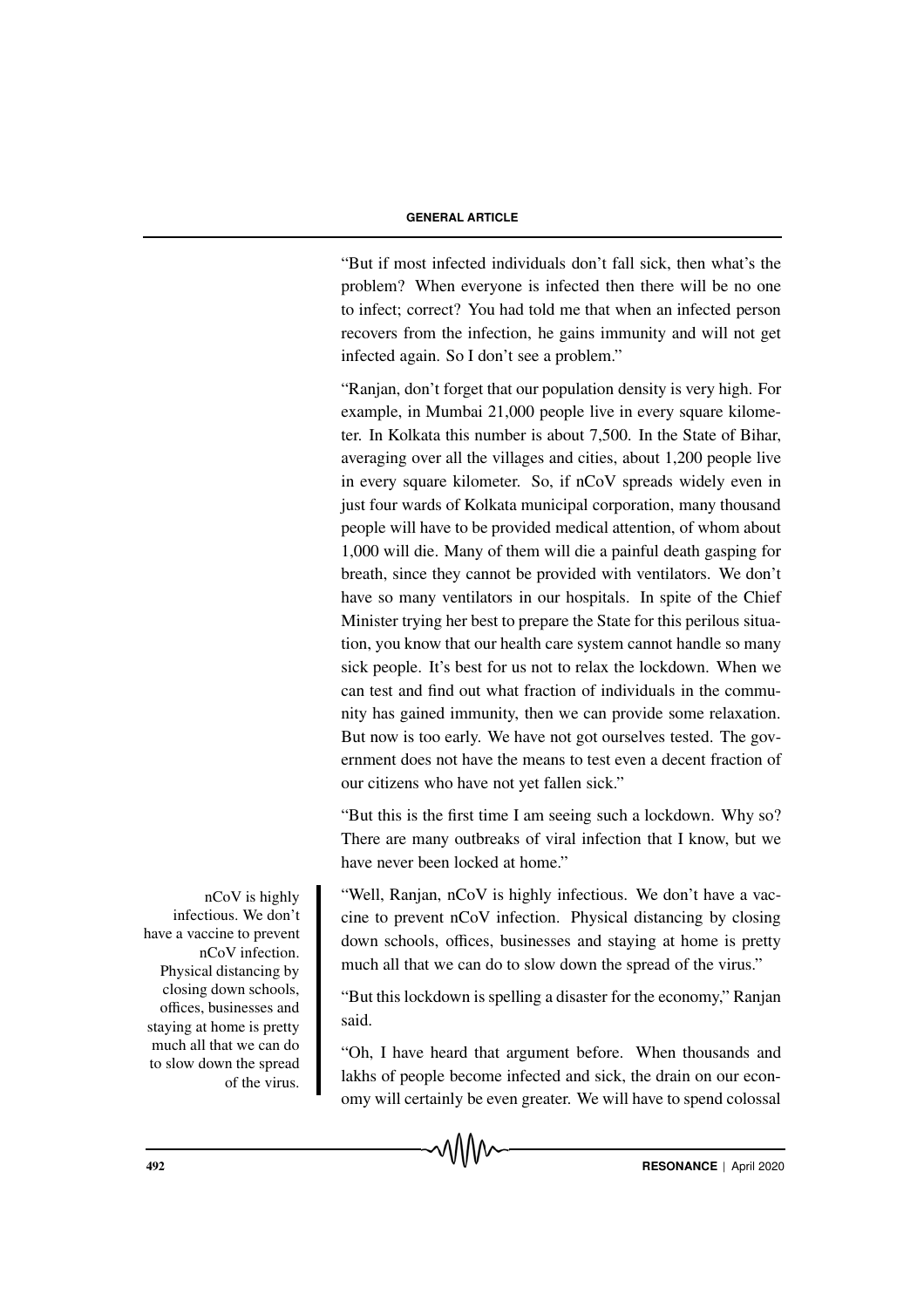"But if most infected individuals don't fall sick, then what's the problem? When everyone is infected then there will be no one to infect; correct? You had told me that when an infected person recovers from the infection, he gains immunity and will not get infected again. So I don't see a problem."

"Ranjan, don't forget that our population density is very high. For example, in Mumbai 21,000 people live in every square kilometer. In Kolkata this number is about 7,500. In the State of Bihar, averaging over all the villages and cities, about 1,200 people live in every square kilometer. So, if nCoV spreads widely even in just four wards of Kolkata municipal corporation, many thousand people will have to be provided medical attention, of whom about 1,000 will die. Many of them will die a painful death gasping for breath, since they cannot be provided with ventilators. We don't have so many ventilators in our hospitals. In spite of the Chief Minister trying her best to prepare the State for this perilous situation, you know that our health care system cannot handle so many sick people. It's best for us not to relax the lockdown. When we can test and find out what fraction of individuals in the community has gained immunity, then we can provide some relaxation. But now is too early. We have not got ourselves tested. The government does not have the means to test even a decent fraction of our citizens who have not yet fallen sick."

"But this is the first time I am seeing such a lockdown. Why so? There are many outbreaks of viral infection that I know, but we have never been locked at home."

> nCoV is highly infectious. We don't have a vaccine to prevent nCoV infection. Physical distancing by closing down schools, offices, businesses and staying at home is pretty much all that we can do to slow down the spread of the virus.

"Well, Ranjan, nCoV is highly infectious. We don't have a vaccine to prevent nCoV infection. Physical distancing by closing down schools, offices, businesses and staying at home is pretty much all that we can do to slow down the spread of the virus."

"But this lockdown is spelling a disaster for the economy," Ranjan said.

"Oh, I have heard that argument before. When thousands and lakhs of people become infected and sick, the drain on our economy will certainly be even greater. We will have to spend colossal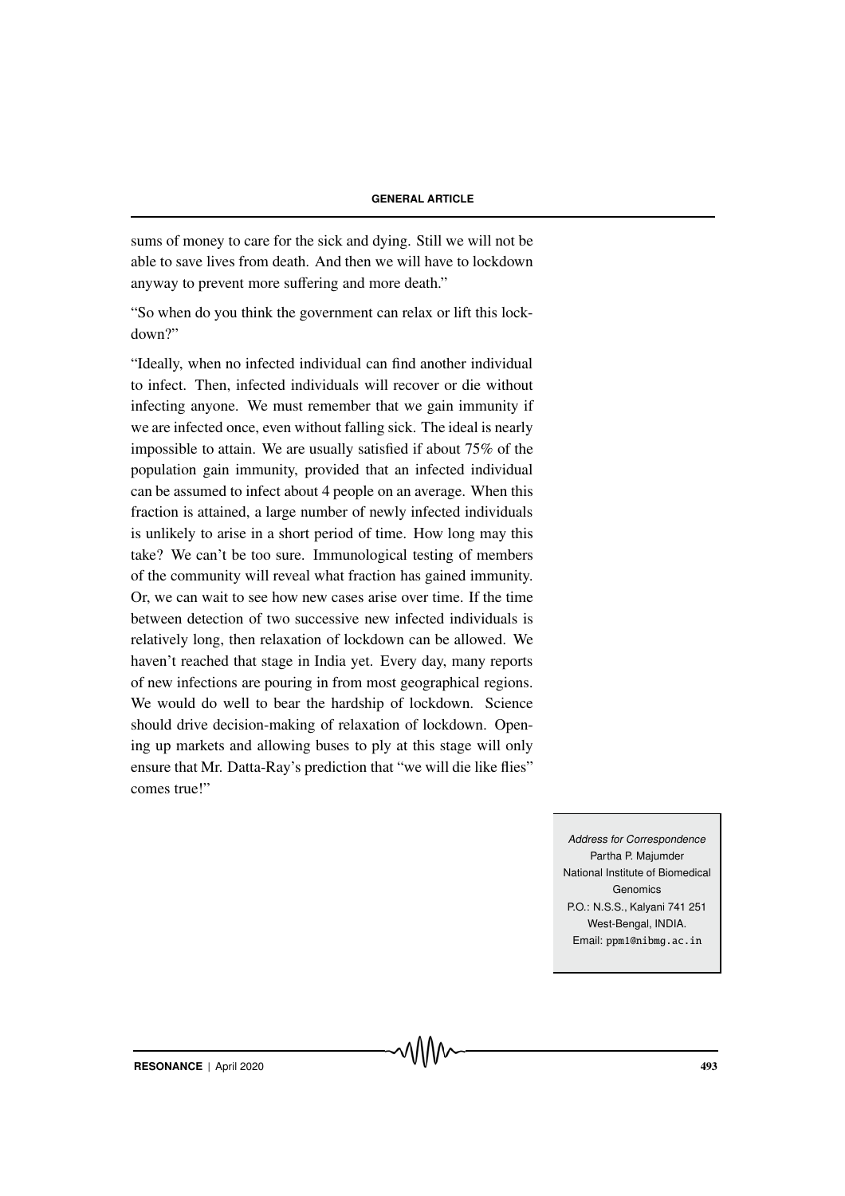sums of money to care for the sick and dying. Still we will not be able to save lives from death. And then we will have to lockdown anyway to prevent more suffering and more death."

"So when do you think the government can relax or lift this lockdown?"

"Ideally, when no infected individual can find another individual to infect. Then, infected individuals will recover or die without infecting anyone. We must remember that we gain immunity if we are infected once, even without falling sick. The ideal is nearly impossible to attain. We are usually satisfied if about 75% of the population gain immunity, provided that an infected individual can be assumed to infect about 4 people on an average. When this fraction is attained, a large number of newly infected individuals is unlikely to arise in a short period of time. How long may this take? We can't be too sure. Immunological testing of members of the community will reveal what fraction has gained immunity. Or, we can wait to see how new cases arise over time. If the time between detection of two successive new infected individuals is relatively long, then relaxation of lockdown can be allowed. We haven't reached that stage in India yet. Every day, many reports of new infections are pouring in from most geographical regions. We would do well to bear the hardship of lockdown. Science should drive decision-making of relaxation of lockdown. Opening up markets and allowing buses to ply at this stage will only ensure that Mr. Datta-Ray's prediction that "we will die like flies" comes true!"

*Address for Correspondence*
Partha P. Majumder
National Institute of Biomedical Genomics
P.O.: N.S.S., Kalyani 741 251
West-Bengal, INDIA.
Email: ppm1@nibmg.ac.in